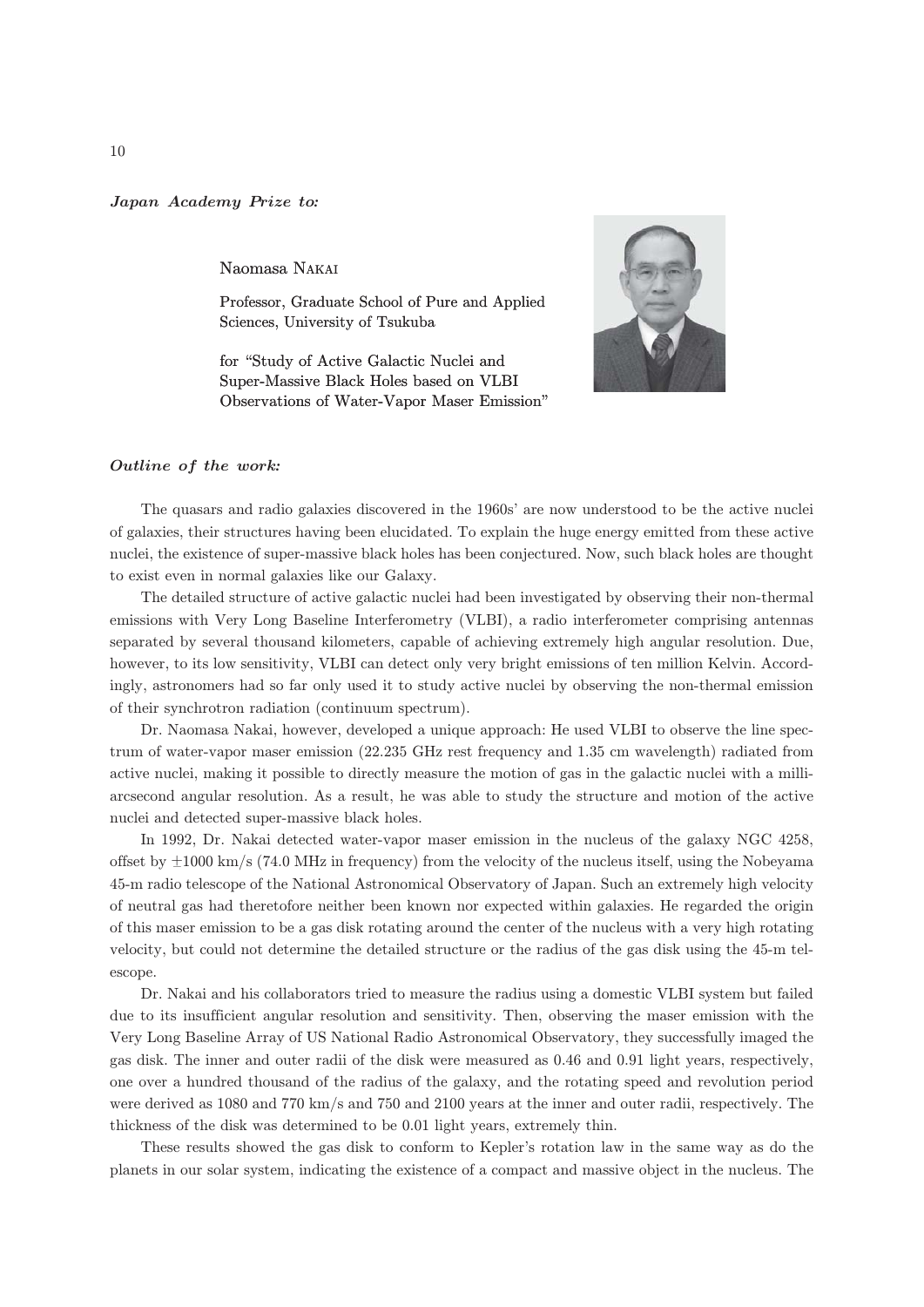*Japan Academy Prize to:*

Naomasa NAKAI

Professor, Graduate School of Pure and Applied Sciences, University of Tsukuba

for "Study of Active Galactic Nuclei and Super-Massive Black Holes based on VLBI Observations of Water-Vapor Maser Emission"

*Outline of the work:*

The quasars and radio galaxies discovered in the 1960s' are now understood to be the active nuclei of galaxies, their structures having been elucidated. To explain the huge energy emitted from these active nuclei, the existence of super-massive black holes has been conjectured. Now, such black holes are thought to exist even in normal galaxies like our Galaxy.

The detailed structure of active galactic nuclei had been investigated by observing their non-thermal emissions with Very Long Baseline Interferometry (VLBI), a radio interferometer comprising antennas separated by several thousand kilometers, capable of achieving extremely high angular resolution. Due, however, to its low sensitivity, VLBI can detect only very bright emissions of ten million Kelvin. Accordingly, astronomers had so far only used it to study active nuclei by observing the non-thermal emission of their synchrotron radiation (continuum spectrum).

Dr. Naomasa Nakai, however, developed a unique approach: He used VLBI to observe the line spectrum of water-vapor maser emission (22.235 GHz rest frequency and 1.35 cm wavelength) radiated from active nuclei, making it possible to directly measure the motion of gas in the galactic nuclei with a milli-arcsecond angular resolution. As a result, he was able to study the structure and motion of the active nuclei and detected super-massive black holes.

In 1992, Dr. Nakai detected water-vapor maser emission in the nucleus of the galaxy NGC 4258, offset by $\pm$1000 km/s (74.0 MHz in frequency) from the velocity of the nucleus itself, using the Nobeyama 45-m radio telescope of the National Astronomical Observatory of Japan. Such an extremely high velocity of neutral gas had theretofore neither been known nor expected within galaxies. He regarded the origin of this maser emission to be a gas disk rotating around the center of the nucleus with a very high rotating velocity, but could not determine the detailed structure or the radius of the gas disk using the 45-m telescope.

Dr. Nakai and his collaborators tried to measure the radius using a domestic VLBI system but failed due to its insufficient angular resolution and sensitivity. Then, observing the maser emission with the Very Long Baseline Array of US National Radio Astronomical Observatory, they successfully imaged the gas disk. The inner and outer radii of the disk were measured as 0.46 and 0.91 light years, respectively, one over a hundred thousand of the radius of the galaxy, and the rotating speed and revolution period were derived as 1080 and 770 km/s and 750 and 2100 years at the inner and outer radii, respectively. The thickness of the disk was determined to be 0.01 light years, extremely thin.

These results showed the gas disk to conform to Kepler's rotation law in the same way as do the planets in our solar system, indicating the existence of a compact and massive object in the nucleus. The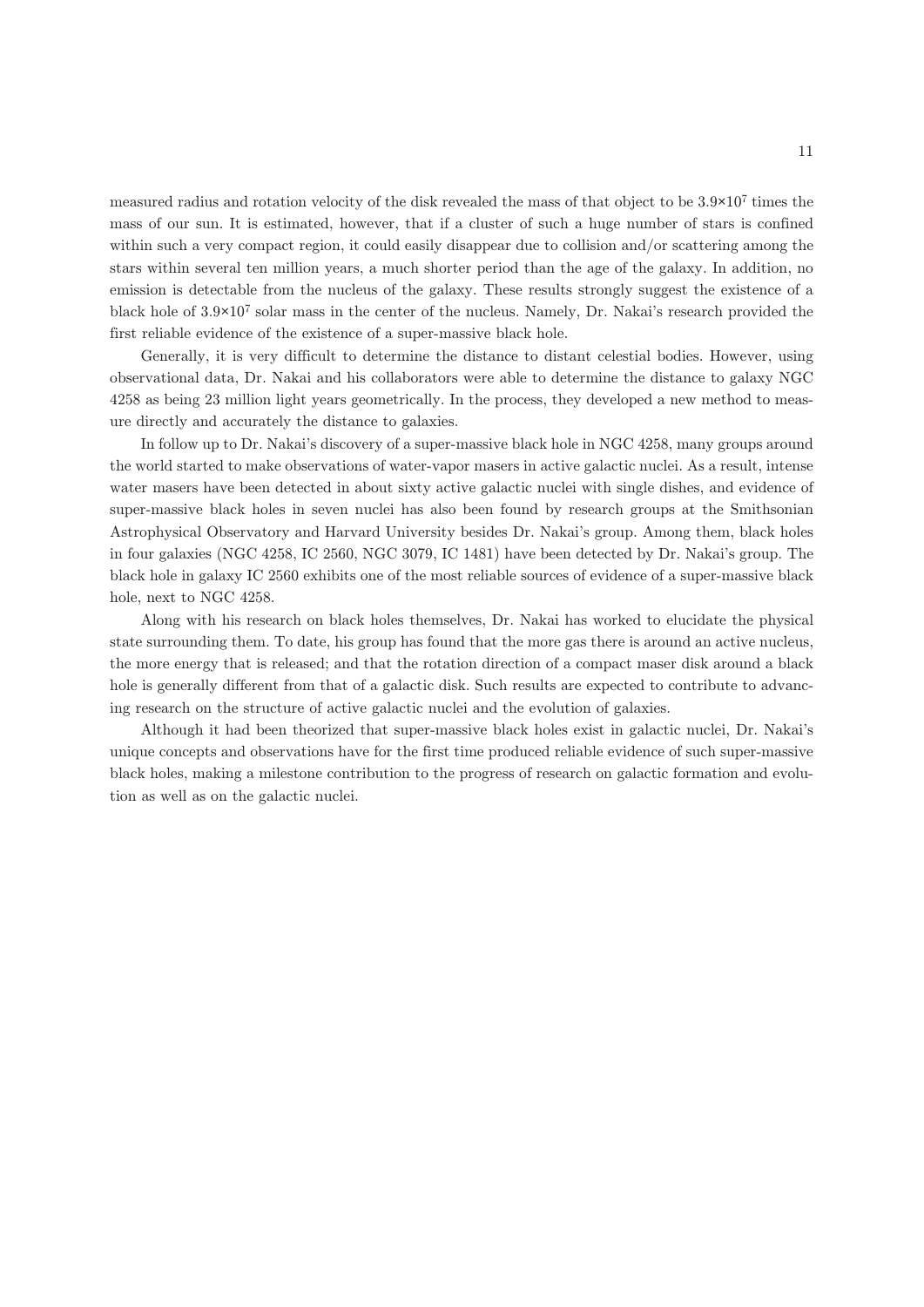measured radius and rotation velocity of the disk revealed the mass of that object to be $3.9 \times 10^7$ times the mass of our sun. It is estimated, however, that if a cluster of such a huge number of stars is confined within such a very compact region, it could easily disappear due to collision and/or scattering among the stars within several ten million years, a much shorter period than the age of the galaxy. In addition, no emission is detectable from the nucleus of the galaxy. These results strongly suggest the existence of a black hole of $3.9 \times 10^7$ solar mass in the center of the nucleus. Namely, Dr. Nakai's research provided the first reliable evidence of the existence of a super-massive black hole.

Generally, it is very difficult to determine the distance to distant celestial bodies. However, using observational data, Dr. Nakai and his collaborators were able to determine the distance to galaxy NGC 4258 as being 23 million light years geometrically. In the process, they developed a new method to measure directly and accurately the distance to galaxies.

In follow up to Dr. Nakai's discovery of a super-massive black hole in NGC 4258, many groups around the world started to make observations of water-vapor masers in active galactic nuclei. As a result, intense water masers have been detected in about sixty active galactic nuclei with single dishes, and evidence of super-massive black holes in seven nuclei has also been found by research groups at the Smithsonian Astrophysical Observatory and Harvard University besides Dr. Nakai's group. Among them, black holes in four galaxies (NGC 4258, IC 2560, NGC 3079, IC 1481) have been detected by Dr. Nakai's group. The black hole in galaxy IC 2560 exhibits one of the most reliable sources of evidence of a super-massive black hole, next to NGC 4258.

Along with his research on black holes themselves, Dr. Nakai has worked to elucidate the physical state surrounding them. To date, his group has found that the more gas there is around an active nucleus, the more energy that is released; and that the rotation direction of a compact maser disk around a black hole is generally different from that of a galactic disk. Such results are expected to contribute to advancing research on the structure of active galactic nuclei and the evolution of galaxies.

Although it had been theorized that super-massive black holes exist in galactic nuclei, Dr. Nakai's unique concepts and observations have for the first time produced reliable evidence of such super-massive black holes, making a milestone contribution to the progress of research on galactic formation and evolution as well as on the galactic nuclei.